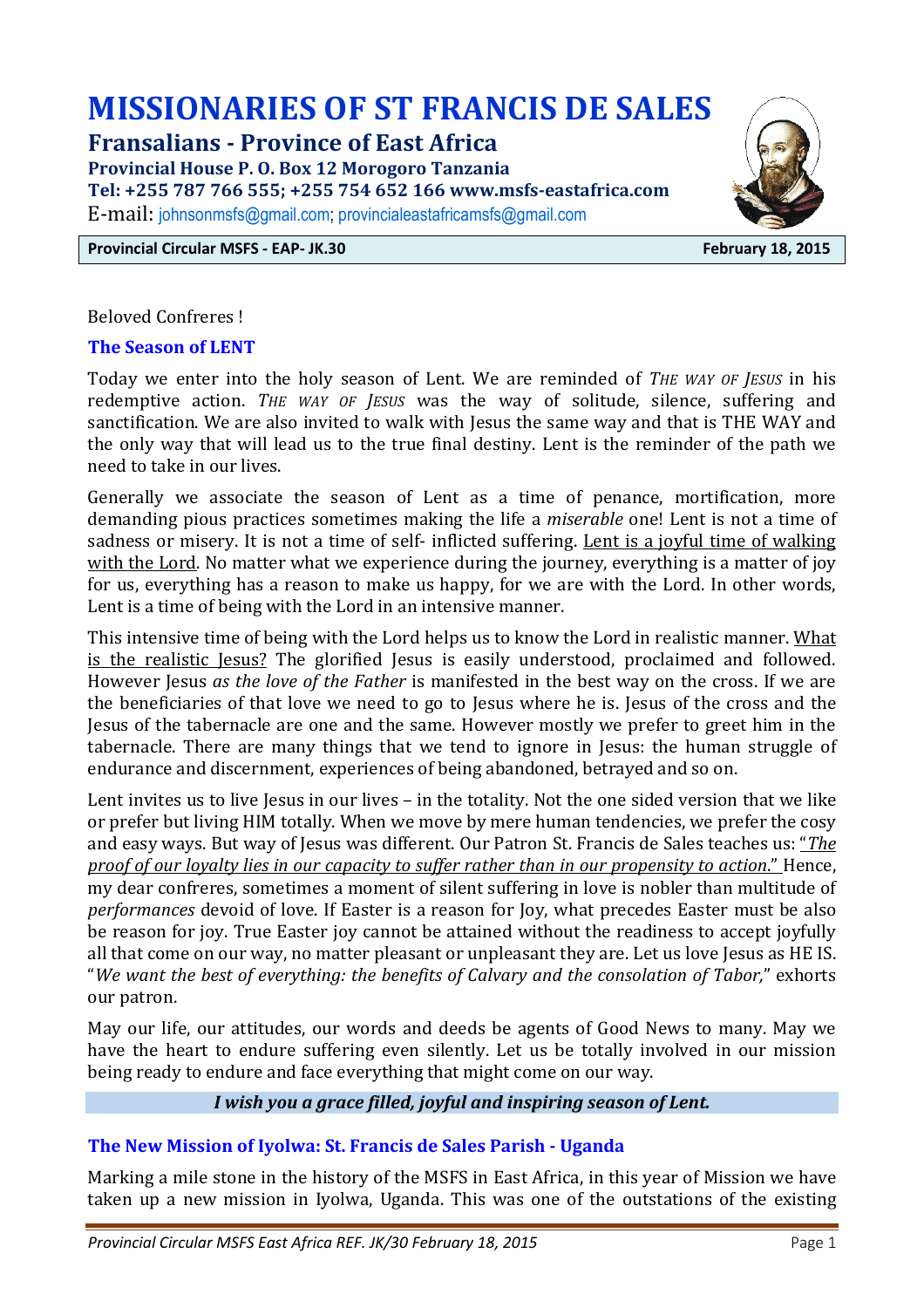# MISSIONARIES OF ST FRANCIS DE SALES

## Fransalians - Province of East Africa

**Provincial House P. O. Box 12 Morogoro Tanzania**
**Tel: +255 787 766 555; +255 754 652 166 www.msfs-eastafrica.com**
E-mail: johnsonmsfs@gmail.com; provincialeastafricamsfs@gmail.com

**Provincial Circular MSFS - EAP- JK.30** **February 18, 2015**

Beloved Confreres !

### The Season of LENT

Today we enter into the holy season of Lent. We are reminded of *THE WAY OF JESUS* in his redemptive action. *THE WAY OF JESUS* was the way of solitude, silence, suffering and sanctification. We are also invited to walk with Jesus the same way and that is THE WAY and the only way that will lead us to the true final destiny. Lent is the reminder of the path we need to take in our lives.

Generally we associate the season of Lent as a time of penance, mortification, more demanding pious practices sometimes making the life a *miserable* one! Lent is not a time of sadness or misery. It is not a time of self- inflicted suffering. Lent is a joyful time of walking with the Lord. No matter what we experience during the journey, everything is a matter of joy for us, everything has a reason to make us happy, for we are with the Lord. In other words, Lent is a time of being with the Lord in an intensive manner.

This intensive time of being with the Lord helps us to know the Lord in realistic manner. What is the realistic Jesus? The glorified Jesus is easily understood, proclaimed and followed. However Jesus *as the love of the Father* is manifested in the best way on the cross. If we are the beneficiaries of that love we need to go to Jesus where he is. Jesus of the cross and the Jesus of the tabernacle are one and the same. However mostly we prefer to greet him in the tabernacle. There are many things that we tend to ignore in Jesus: the human struggle of endurance and discernment, experiences of being abandoned, betrayed and so on.

Lent invites us to live Jesus in our lives – in the totality. Not the one sided version that we like or prefer but living HIM totally. When we move by mere human tendencies, we prefer the cosy and easy ways. But way of Jesus was different. Our Patron St. Francis de Sales teaches us: "*The proof of our loyalty lies in our capacity to suffer rather than in our propensity to action.*" Hence, my dear confreres, sometimes a moment of silent suffering in love is nobler than multitude of *performances* devoid of love. If Easter is a reason for Joy, what precedes Easter must be also be reason for joy. True Easter joy cannot be attained without the readiness to accept joyfully all that come on our way, no matter pleasant or unpleasant they are. Let us love Jesus as HE IS. "*We want the best of everything: the benefits of Calvary and the consolation of Tabor,*" exhorts our patron.

May our life, our attitudes, our words and deeds be agents of Good News to many. May we have the heart to endure suffering even silently. Let us be totally involved in our mission being ready to endure and face everything that might come on our way.

***I wish you a grace filled, joyful and inspiring season of Lent.***

### The New Mission of Iyolwa: St. Francis de Sales Parish - Uganda

Marking a mile stone in the history of the MSFS in East Africa, in this year of Mission we have taken up a new mission in Iyolwa, Uganda. This was one of the outstations of the existing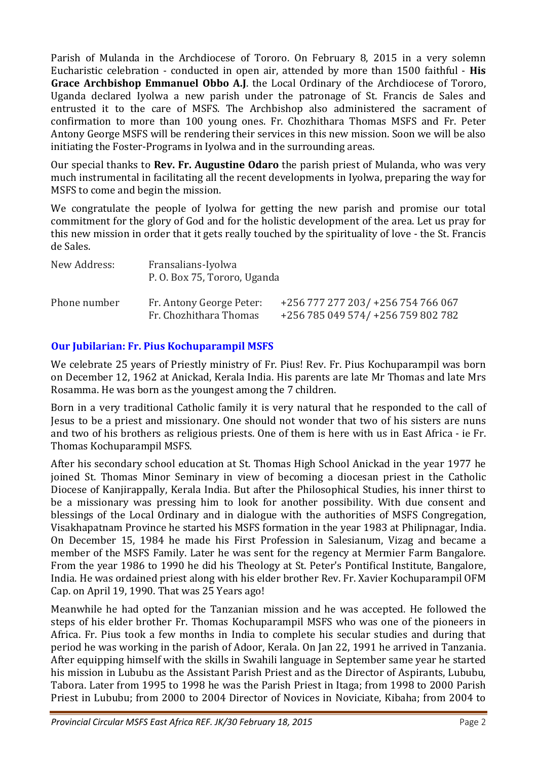Parish of Mulanda in the Archdiocese of Tororo. On February 8, 2015 in a very solemn Eucharistic celebration - conducted in open air, attended by more than 1500 faithful - **His Grace Archbishop Emmanuel Obbo A.J**. the Local Ordinary of the Archdiocese of Tororo, Uganda declared Iyolwa a new parish under the patronage of St. Francis de Sales and entrusted it to the care of MSFS. The Archbishop also administered the sacrament of confirmation to more than 100 young ones. Fr. Chozhithara Thomas MSFS and Fr. Peter Antony George MSFS will be rendering their services in this new mission. Soon we will be also initiating the Foster-Programs in Iyolwa and in the surrounding areas.

Our special thanks to **Rev. Fr. Augustine Odaro** the parish priest of Mulanda, who was very much instrumental in facilitating all the recent developments in Iyolwa, preparing the way for MSFS to come and begin the mission.

We congratulate the people of Iyolwa for getting the new parish and promise our total commitment for the glory of God and for the holistic development of the area. Let us pray for this new mission in order that it gets really touched by the spirituality of love - the St. Francis de Sales.

| New Address: | Fransalians-Iyolwa<br>P. O. Box 75, Tororo, Uganda | |
|---|---|---|
| Phone number | Fr. Antony George Peter:<br>Fr. Chozhithara Thomas | +256 777 277 203/ +256 754 766 067<br>+256 785 049 574/ +256 759 802 782 |

### Our Jubilarian: Fr. Pius Kochuparampil MSFS

We celebrate 25 years of Priestly ministry of Fr. Pius! Rev. Fr. Pius Kochuparampil was born on December 12, 1962 at Anickad, Kerala India. His parents are late Mr Thomas and late Mrs Rosamma. He was born as the youngest among the 7 children.

Born in a very traditional Catholic family it is very natural that he responded to the call of Jesus to be a priest and missionary. One should not wonder that two of his sisters are nuns and two of his brothers as religious priests. One of them is here with us in East Africa - ie Fr. Thomas Kochuparampil MSFS.

After his secondary school education at St. Thomas High School Anickad in the year 1977 he joined St. Thomas Minor Seminary in view of becoming a diocesan priest in the Catholic Diocese of Kanjirappally, Kerala India. But after the Philosophical Studies, his inner thirst to be a missionary was pressing him to look for another possibility. With due consent and blessings of the Local Ordinary and in dialogue with the authorities of MSFS Congregation, Visakhapatnam Province he started his MSFS formation in the year 1983 at Philipnagar, India. On December 15, 1984 he made his First Profession in Salesianum, Vizag and became a member of the MSFS Family. Later he was sent for the regency at Mermier Farm Bangalore. From the year 1986 to 1990 he did his Theology at St. Peter's Pontifical Institute, Bangalore, India. He was ordained priest along with his elder brother Rev. Fr. Xavier Kochuparampil OFM Cap. on April 19, 1990. That was 25 Years ago!

Meanwhile he had opted for the Tanzanian mission and he was accepted. He followed the steps of his elder brother Fr. Thomas Kochuparampil MSFS who was one of the pioneers in Africa. Fr. Pius took a few months in India to complete his secular studies and during that period he was working in the parish of Adoor, Kerala. On Jan 22, 1991 he arrived in Tanzania. After equipping himself with the skills in Swahili language in September same year he started his mission in Lububu as the Assistant Parish Priest and as the Director of Aspirants, Lububu, Tabora. Later from 1995 to 1998 he was the Parish Priest in Itaga; from 1998 to 2000 Parish Priest in Lububu; from 2000 to 2004 Director of Novices in Noviciate, Kibaha; from 2004 to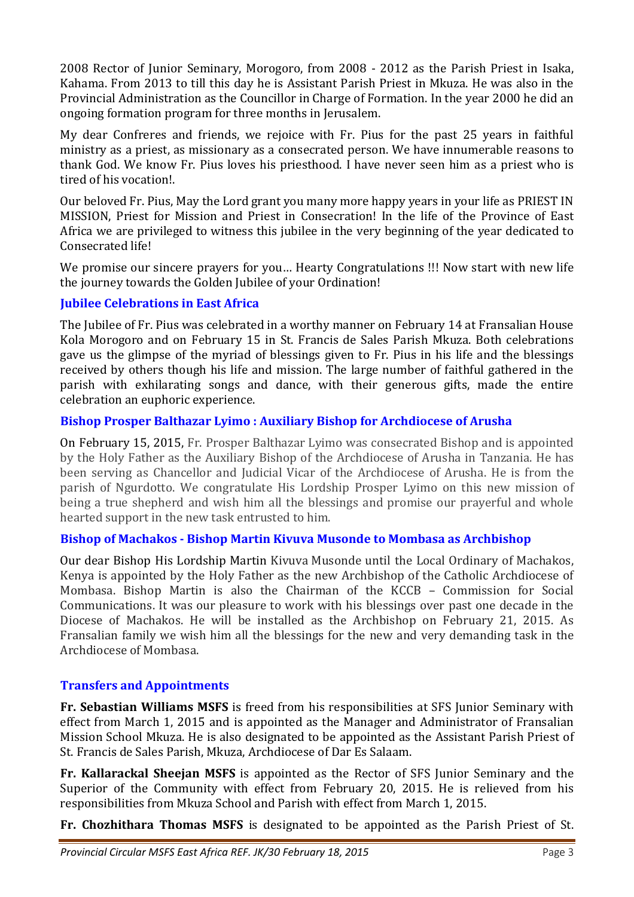2008 Rector of Junior Seminary, Morogoro, from 2008 - 2012 as the Parish Priest in Isaka, Kahama. From 2013 to till this day he is Assistant Parish Priest in Mkuza. He was also in the Provincial Administration as the Councillor in Charge of Formation. In the year 2000 he did an ongoing formation program for three months in Jerusalem.

My dear Confreres and friends, we rejoice with Fr. Pius for the past 25 years in faithful ministry as a priest, as missionary as a consecrated person. We have innumerable reasons to thank God. We know Fr. Pius loves his priesthood. I have never seen him as a priest who is tired of his vocation!.

Our beloved Fr. Pius, May the Lord grant you many more happy years in your life as PRIEST IN MISSION, Priest for Mission and Priest in Consecration! In the life of the Province of East Africa we are privileged to witness this jubilee in the very beginning of the year dedicated to Consecrated life!

We promise our sincere prayers for you… Hearty Congratulations !!! Now start with new life the journey towards the Golden Jubilee of your Ordination!

### Jubilee Celebrations in East Africa

The Jubilee of Fr. Pius was celebrated in a worthy manner on February 14 at Fransalian House Kola Morogoro and on February 15 in St. Francis de Sales Parish Mkuza. Both celebrations gave us the glimpse of the myriad of blessings given to Fr. Pius in his life and the blessings received by others though his life and mission. The large number of faithful gathered in the parish with exhilarating songs and dance, with their generous gifts, made the entire celebration an euphoric experience.

### Bishop Prosper Balthazar Lyimo : Auxiliary Bishop for Archdiocese of Arusha

On February 15, 2015, Fr. Prosper Balthazar Lyimo was consecrated Bishop and is appointed by the Holy Father as the Auxiliary Bishop of the Archdiocese of Arusha in Tanzania. He has been serving as Chancellor and Judicial Vicar of the Archdiocese of Arusha. He is from the parish of Ngurdotto. We congratulate His Lordship Prosper Lyimo on this new mission of being a true shepherd and wish him all the blessings and promise our prayerful and whole hearted support in the new task entrusted to him.

### Bishop of Machakos - Bishop Martin Kivuva Musonde to Mombasa as Archbishop

Our dear Bishop His Lordship Martin Kivuva Musonde until the Local Ordinary of Machakos, Kenya is appointed by the Holy Father as the new Archbishop of the Catholic Archdiocese of Mombasa. Bishop Martin is also the Chairman of the KCCB – Commission for Social Communications. It was our pleasure to work with his blessings over past one decade in the Diocese of Machakos. He will be installed as the Archbishop on February 21, 2015. As Fransalian family we wish him all the blessings for the new and very demanding task in the Archdiocese of Mombasa.

### Transfers and Appointments

**Fr. Sebastian Williams MSFS** is freed from his responsibilities at SFS Junior Seminary with effect from March 1, 2015 and is appointed as the Manager and Administrator of Fransalian Mission School Mkuza. He is also designated to be appointed as the Assistant Parish Priest of St. Francis de Sales Parish, Mkuza, Archdiocese of Dar Es Salaam.

**Fr. Kallarackal Sheejan MSFS** is appointed as the Rector of SFS Junior Seminary and the Superior of the Community with effect from February 20, 2015. He is relieved from his responsibilities from Mkuza School and Parish with effect from March 1, 2015.

**Fr. Chozhithara Thomas MSFS** is designated to be appointed as the Parish Priest of St.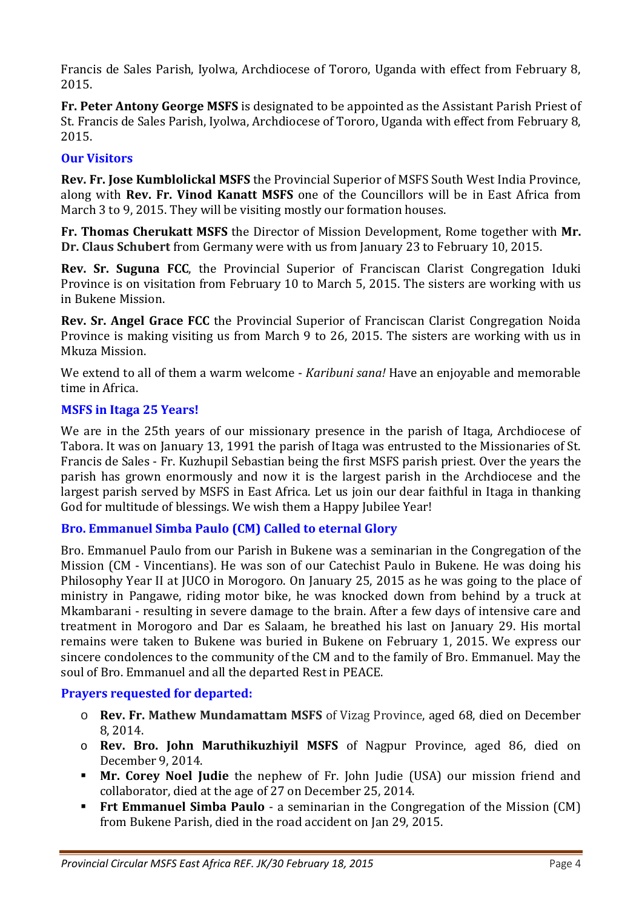Francis de Sales Parish, Iyolwa, Archdiocese of Tororo, Uganda with effect from February 8, 2015.

**Fr. Peter Antony George MSFS** is designated to be appointed as the Assistant Parish Priest of St. Francis de Sales Parish, Iyolwa, Archdiocese of Tororo, Uganda with effect from February 8, 2015.

### Our Visitors

**Rev. Fr. Jose Kumblolickal MSFS** the Provincial Superior of MSFS South West India Province, along with **Rev. Fr. Vinod Kanatt MSFS** one of the Councillors will be in East Africa from March 3 to 9, 2015. They will be visiting mostly our formation houses.

**Fr. Thomas Cherukatt MSFS** the Director of Mission Development, Rome together with **Mr. Dr. Claus Schubert** from Germany were with us from January 23 to February 10, 2015.

**Rev. Sr. Suguna FCC**, the Provincial Superior of Franciscan Clarist Congregation Iduki Province is on visitation from February 10 to March 5, 2015. The sisters are working with us in Bukene Mission.

**Rev. Sr. Angel Grace FCC** the Provincial Superior of Franciscan Clarist Congregation Noida Province is making visiting us from March 9 to 26, 2015. The sisters are working with us in Mkuza Mission.

We extend to all of them a warm welcome - *Karibuni sana!* Have an enjoyable and memorable time in Africa.

### MSFS in Itaga 25 Years!

We are in the 25th years of our missionary presence in the parish of Itaga, Archdiocese of Tabora. It was on January 13, 1991 the parish of Itaga was entrusted to the Missionaries of St. Francis de Sales - Fr. Kuzhupil Sebastian being the first MSFS parish priest. Over the years the parish has grown enormously and now it is the largest parish in the Archdiocese and the largest parish served by MSFS in East Africa. Let us join our dear faithful in Itaga in thanking God for multitude of blessings. We wish them a Happy Jubilee Year!

### Bro. Emmanuel Simba Paulo (CM) Called to eternal Glory

Bro. Emmanuel Paulo from our Parish in Bukene was a seminarian in the Congregation of the Mission (CM - Vincentians). He was son of our Catechist Paulo in Bukene. He was doing his Philosophy Year II at JUCO in Morogoro. On January 25, 2015 as he was going to the place of ministry in Pangawe, riding motor bike, he was knocked down from behind by a truck at Mkambarani - resulting in severe damage to the brain. After a few days of intensive care and treatment in Morogoro and Dar es Salaam, he breathed his last on January 29. His mortal remains were taken to Bukene was buried in Bukene on February 1, 2015. We express our sincere condolences to the community of the CM and to the family of Bro. Emmanuel. May the soul of Bro. Emmanuel and all the departed Rest in PEACE.

### Prayers requested for departed:

- **Rev. Fr. Mathew Mundamattam MSFS** of Vizag Province, aged 68, died on December 8, 2014.
- **Rev. Bro. John Maruthikuzhiyil MSFS** of Nagpur Province, aged 86, died on December 9, 2014.
- **Mr. Corey Noel Judie** the nephew of Fr. John Judie (USA) our mission friend and collaborator, died at the age of 27 on December 25, 2014.
- **Frt Emmanuel Simba Paulo** - a seminarian in the Congregation of the Mission (CM) from Bukene Parish, died in the road accident on Jan 29, 2015.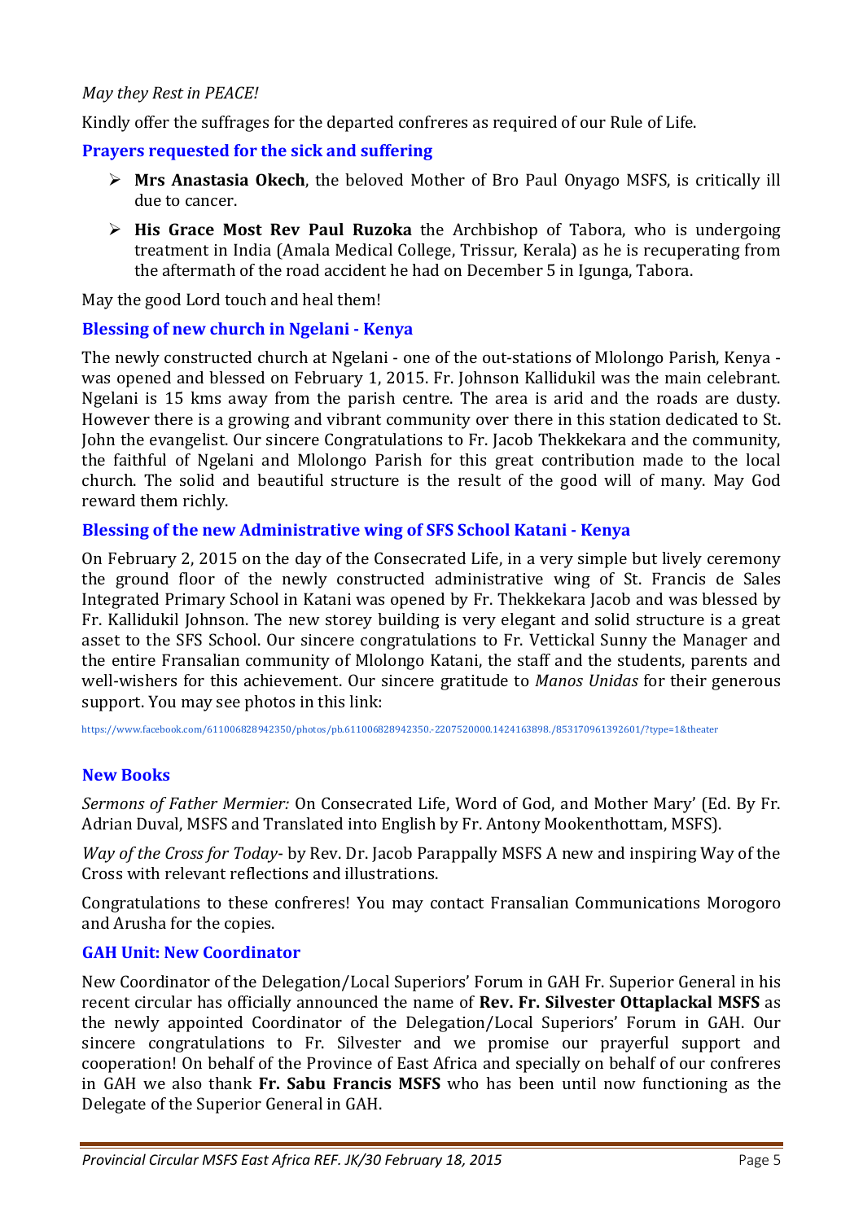*May they Rest in PEACE!*

Kindly offer the suffrages for the departed confreres as required of our Rule of Life.

### Prayers requested for the sick and suffering

- **Mrs Anastasia Okech**, the beloved Mother of Bro Paul Onyago MSFS, is critically ill due to cancer.
- **His Grace Most Rev Paul Ruzoka** the Archbishop of Tabora, who is undergoing treatment in India (Amala Medical College, Trissur, Kerala) as he is recuperating from the aftermath of the road accident he had on December 5 in Igunga, Tabora.

May the good Lord touch and heal them!

### Blessing of new church in Ngelani - Kenya

The newly constructed church at Ngelani - one of the out-stations of Mlolongo Parish, Kenya - was opened and blessed on February 1, 2015. Fr. Johnson Kallidukil was the main celebrant. Ngelani is 15 kms away from the parish centre. The area is arid and the roads are dusty. However there is a growing and vibrant community over there in this station dedicated to St. John the evangelist. Our sincere Congratulations to Fr. Jacob Thekkekara and the community, the faithful of Ngelani and Mlolongo Parish for this great contribution made to the local church. The solid and beautiful structure is the result of the good will of many. May God reward them richly.

### Blessing of the new Administrative wing of SFS School Katani - Kenya

On February 2, 2015 on the day of the Consecrated Life, in a very simple but lively ceremony the ground floor of the newly constructed administrative wing of St. Francis de Sales Integrated Primary School in Katani was opened by Fr. Thekkekara Jacob and was blessed by Fr. Kallidukil Johnson. The new storey building is very elegant and solid structure is a great asset to the SFS School. Our sincere congratulations to Fr. Vettickal Sunny the Manager and the entire Fransalian community of Mlolongo Katani, the staff and the students, parents and well-wishers for this achievement. Our sincere gratitude to *Manos Unidas* for their generous support. You may see photos in this link:

https://www.facebook.com/611006828942350/photos/pb.611006828942350.-2207520000.1424163898./853170961392601/?type=1&theater

### New Books

*Sermons of Father Mermier:* On Consecrated Life, Word of God, and Mother Mary' (Ed. By Fr. Adrian Duval, MSFS and Translated into English by Fr. Antony Mookenthottam, MSFS).

*Way of the Cross for Today*- by Rev. Dr. Jacob Parappally MSFS A new and inspiring Way of the Cross with relevant reflections and illustrations.

Congratulations to these confreres! You may contact Fransalian Communications Morogoro and Arusha for the copies.

### GAH Unit: New Coordinator

New Coordinator of the Delegation/Local Superiors' Forum in GAH Fr. Superior General in his recent circular has officially announced the name of **Rev. Fr. Silvester Ottaplackal MSFS** as the newly appointed Coordinator of the Delegation/Local Superiors' Forum in GAH. Our sincere congratulations to Fr. Silvester and we promise our prayerful support and cooperation! On behalf of the Province of East Africa and specially on behalf of our confreres in GAH we also thank **Fr. Sabu Francis MSFS** who has been until now functioning as the Delegate of the Superior General in GAH.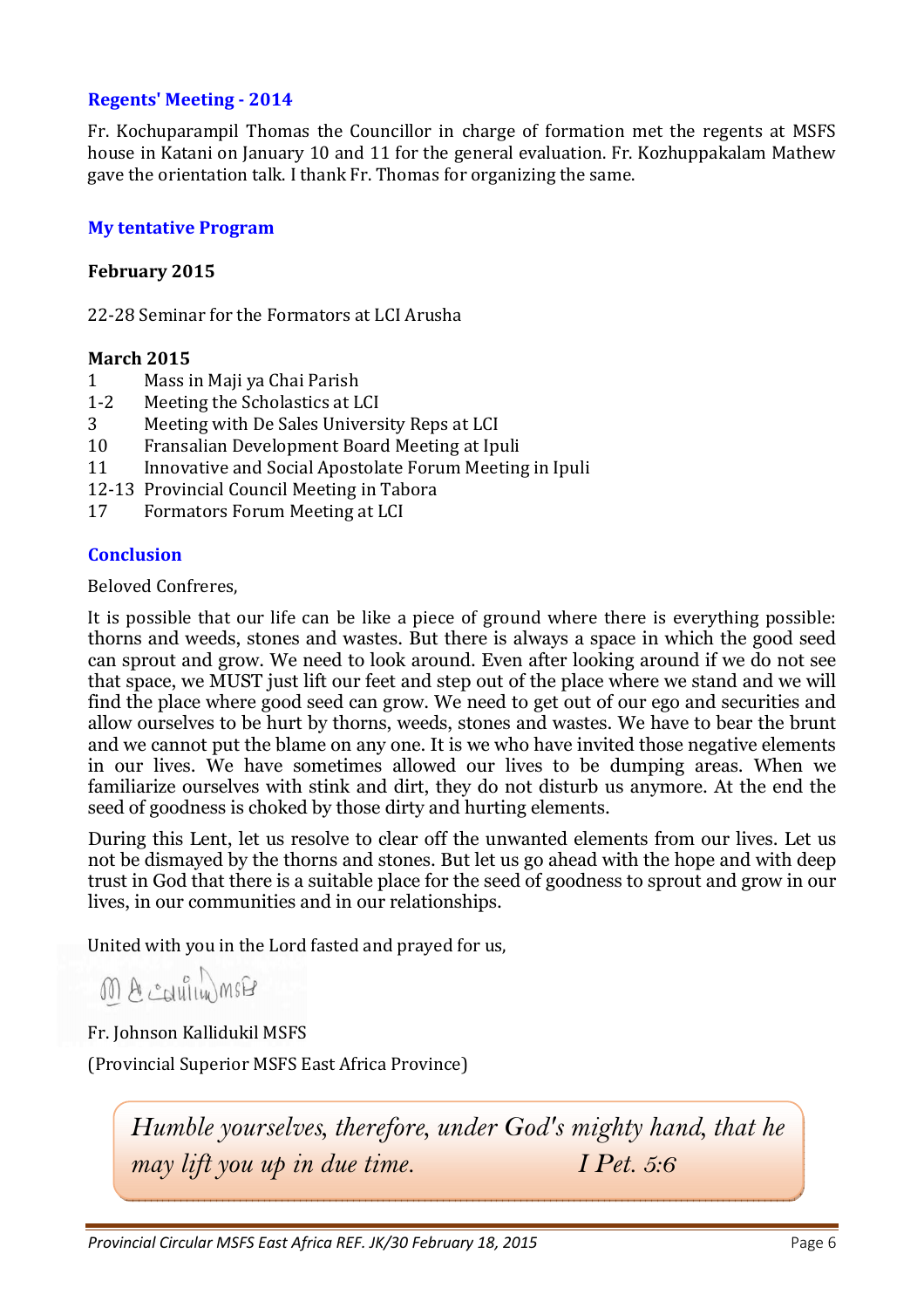## Regents' Meeting - 2014

Fr. Kochuparampil Thomas the Councillor in charge of formation met the regents at MSFS house in Katani on January 10 and 11 for the general evaluation. Fr. Kozhuppakalam Mathew gave the orientation talk. I thank Fr. Thomas for organizing the same.

## My tentative Program

**February 2015**

22-28 Seminar for the Formators at LCI Arusha

**March 2015**

1 Mass in Maji ya Chai Parish
1-2 Meeting the Scholastics at LCI
3 Meeting with De Sales University Reps at LCI
10 Fransalian Development Board Meeting at Ipuli
11 Innovative and Social Apostolate Forum Meeting in Ipuli
12-13 Provincial Council Meeting in Tabora
17 Formators Forum Meeting at LCI

## Conclusion

Beloved Confreres,

It is possible that our life can be like a piece of ground where there is everything possible: thorns and weeds, stones and wastes. But there is always a space in which the good seed can sprout and grow. We need to look around. Even after looking around if we do not see that space, we MUST just lift our feet and step out of the place where we stand and we will find the place where good seed can grow. We need to get out of our ego and securities and allow ourselves to be hurt by thorns, weeds, stones and wastes. We have to bear the brunt and we cannot put the blame on any one. It is we who have invited those negative elements in our lives. We have sometimes allowed our lives to be dumping areas. When we familiarize ourselves with stink and dirt, they do not disturb us anymore. At the end the seed of goodness is choked by those dirty and hurting elements.

During this Lent, let us resolve to clear off the unwanted elements from our lives. Let us not be dismayed by the thorns and stones. But let us go ahead with the hope and with deep trust in God that there is a suitable place for the seed of goodness to sprout and grow in our lives, in our communities and in our relationships.

United with you in the Lord fasted and prayed for us,

Fr. Johnson Kallidukil MSFS

(Provincial Superior MSFS East Africa Province)

*Humble yourselves, therefore, under God's mighty hand, that he may lift you up in due time.* *I Pet. 5:6*